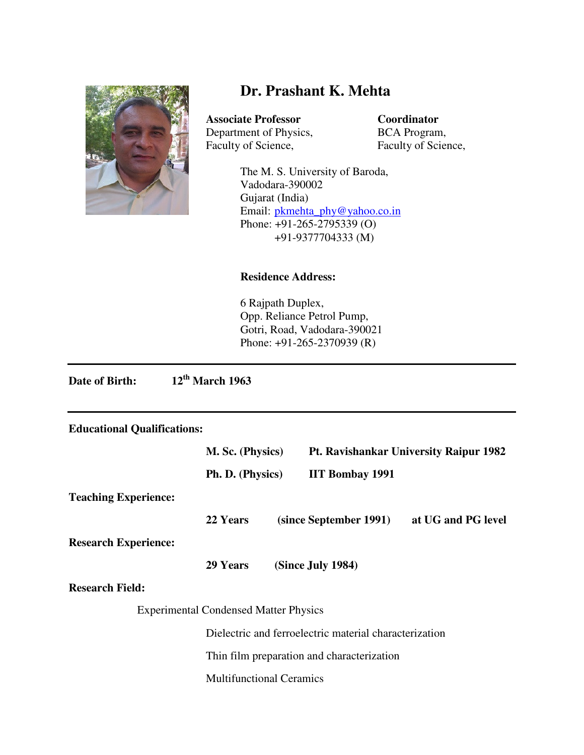# Dr. Prashant K. Mehta

**Associate Professor**
Department of Physics,
Faculty of Science,

**Coordinator**
BCA Program,
Faculty of Science,

The M. S. University of Baroda,
Vadodara-390002
Gujarat (India)
Email: pkmehta_phy@yahoo.co.in
Phone: +91-265-2795339 (O)
+91-9377704333 (M)

**Residence Address:**

6 Rajpath Duplex,
Opp. Reliance Petrol Pump,
Gotri, Road, Vadodara-390021
Phone: +91-265-2370939 (R)

---

**Date of Birth:** **12th March 1963**

---

**Educational Qualifications:**

| | |
|---|---|
| **M. Sc. (Physics)** | **Pt. Ravishankar University Raipur 1982** |
| **Ph. D. (Physics)** | **IIT Bombay 1991** |

**Teaching Experience:**

**22 Years** **(since September 1991)** **at UG and PG level**

**Research Experience:**

**29 Years** **(Since July 1984)**

**Research Field:**

Experimental Condensed Matter Physics

- Dielectric and ferroelectric material characterization
- Thin film preparation and characterization
- Multifunctional Ceramics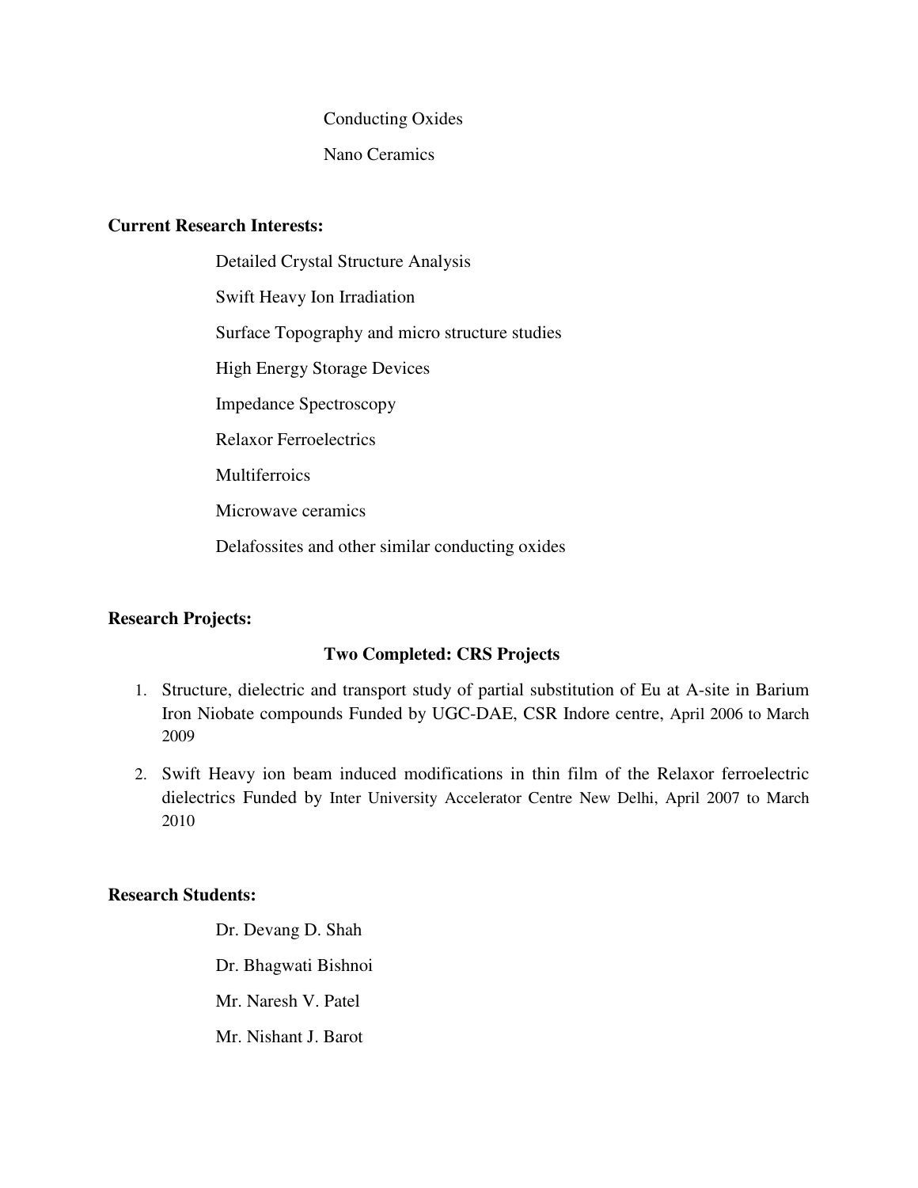Conducting Oxides

Nano Ceramics

**Current Research Interests:**

Detailed Crystal Structure Analysis

Swift Heavy Ion Irradiation

Surface Topography and micro structure studies

High Energy Storage Devices

Impedance Spectroscopy

Relaxor Ferroelectrics

Multiferroics

Microwave ceramics

Delafossites and other similar conducting oxides

**Research Projects:**

**Two Completed: CRS Projects**

1. Structure, dielectric and transport study of partial substitution of Eu at A-site in Barium Iron Niobate compounds Funded by UGC-DAE, CSR Indore centre, April 2006 to March 2009
2. Swift Heavy ion beam induced modifications in thin film of the Relaxor ferroelectric dielectrics Funded by Inter University Accelerator Centre New Delhi, April 2007 to March 2010

**Research Students:**

Dr. Devang D. Shah

Dr. Bhagwati Bishnoi

Mr. Naresh V. Patel

Mr. Nishant J. Barot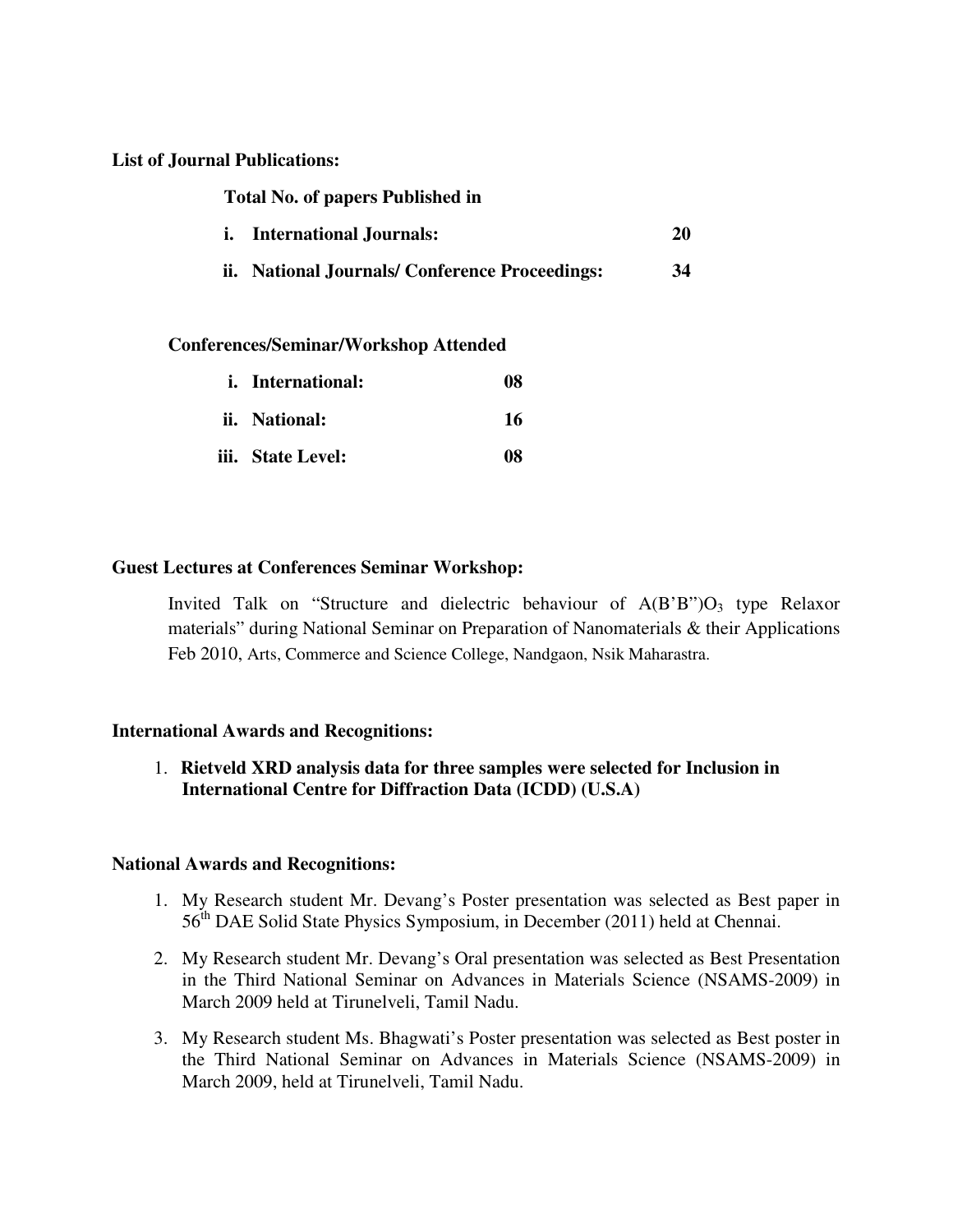**List of Journal Publications:**

**Total No. of papers Published in**

**i. International Journals: 20**

**ii. National Journals/ Conference Proceedings: 34**

**Conferences/Seminar/Workshop Attended**

**i. International: 08**

**ii. National: 16**

**iii. State Level: 08**

**Guest Lectures at Conferences Seminar Workshop:**

Invited Talk on “Structure and dielectric behaviour of $A(B'B'')O_3$ type Relaxor materials” during National Seminar on Preparation of Nanomaterials & their Applications Feb 2010, Arts, Commerce and Science College, Nandgaon, Nsik Maharastra.

**International Awards and Recognitions:**

1. **Rietveld XRD analysis data for three samples were selected for Inclusion in International Centre for Diffraction Data (ICDD) (U.S.A)**

**National Awards and Recognitions:**

1. My Research student Mr. Devang’s Poster presentation was selected as Best paper in 56th DAE Solid State Physics Symposium, in December (2011) held at Chennai.
2. My Research student Mr. Devang’s Oral presentation was selected as Best Presentation in the Third National Seminar on Advances in Materials Science (NSAMS-2009) in March 2009 held at Tirunelveli, Tamil Nadu.
3. My Research student Ms. Bhagwati’s Poster presentation was selected as Best poster in the Third National Seminar on Advances in Materials Science (NSAMS-2009) in March 2009, held at Tirunelveli, Tamil Nadu.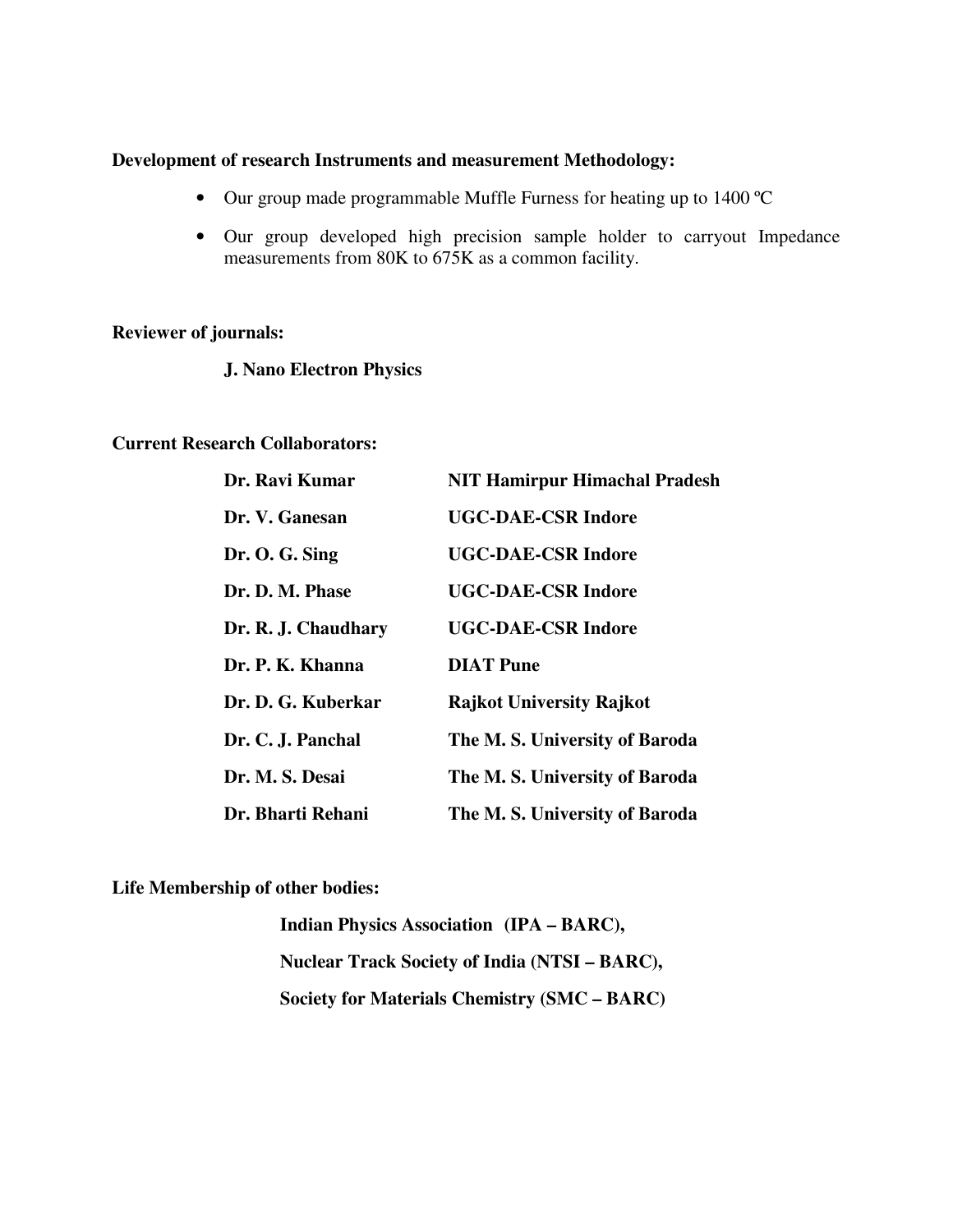**Development of research Instruments and measurement Methodology:**

- Our group made programmable Muffle Furness for heating up to 1400 ºC
- Our group developed high precision sample holder to carryout Impedance measurements from 80K to 675K as a common facility.

**Reviewer of journals:**

**J. Nano Electron Physics**

**Current Research Collaborators:**

| | |
|---|---|
| **Dr. Ravi Kumar** | **NIT Hamirpur Himachal Pradesh** |
| **Dr. V. Ganesan** | **UGC-DAE-CSR Indore** |
| **Dr. O. G. Sing** | **UGC-DAE-CSR Indore** |
| **Dr. D. M. Phase** | **UGC-DAE-CSR Indore** |
| **Dr. R. J. Chaudhary** | **UGC-DAE-CSR Indore** |
| **Dr. P. K. Khanna** | **DIAT Pune** |
| **Dr. D. G. Kuberkar** | **Rajkot University Rajkot** |
| **Dr. C. J. Panchal** | **The M. S. University of Baroda** |
| **Dr. M. S. Desai** | **The M. S. University of Baroda** |
| **Dr. Bharti Rehani** | **The M. S. University of Baroda** |

**Life Membership of other bodies:**

**Indian Physics Association (IPA – BARC),**

**Nuclear Track Society of India (NTSI – BARC),**

**Society for Materials Chemistry (SMC – BARC)**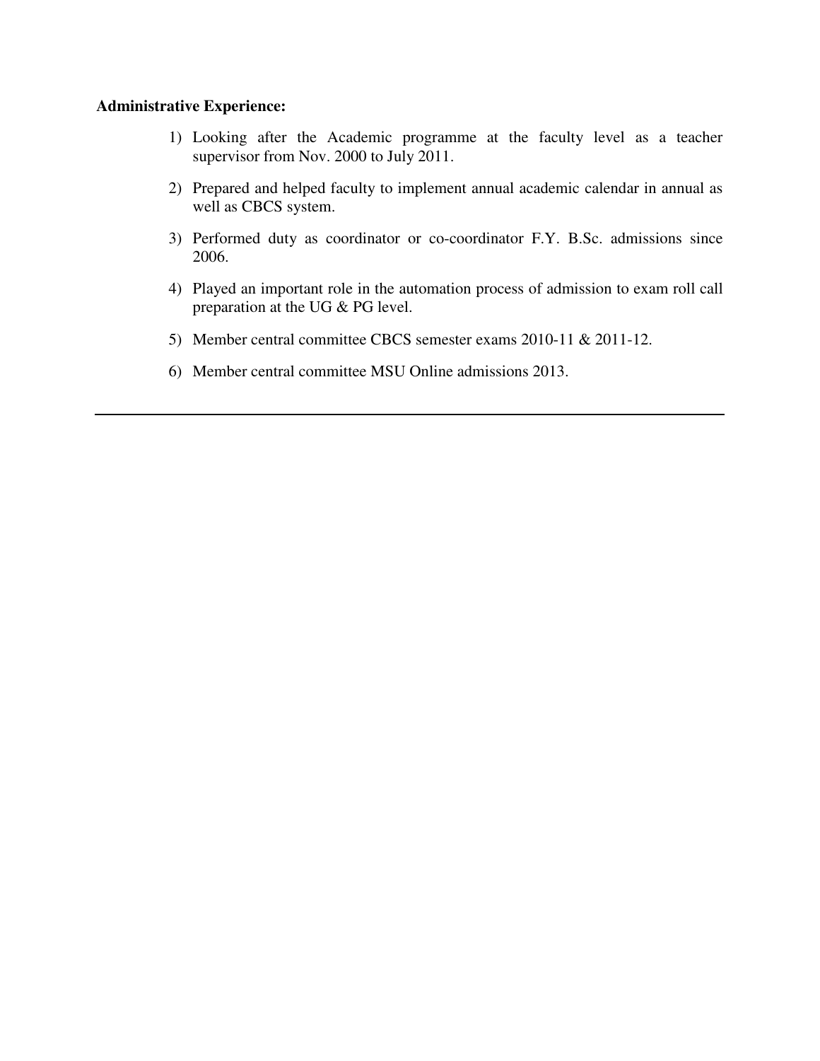**Administrative Experience:**

1) Looking after the Academic programme at the faculty level as a teacher supervisor from Nov. 2000 to July 2011.
2) Prepared and helped faculty to implement annual academic calendar in annual as well as CBCS system.
3) Performed duty as coordinator or co-coordinator F.Y. B.Sc. admissions since 2006.
4) Played an important role in the automation process of admission to exam roll call preparation at the UG & PG level.
5) Member central committee CBCS semester exams 2010-11 & 2011-12.
6) Member central committee MSU Online admissions 2013.

---